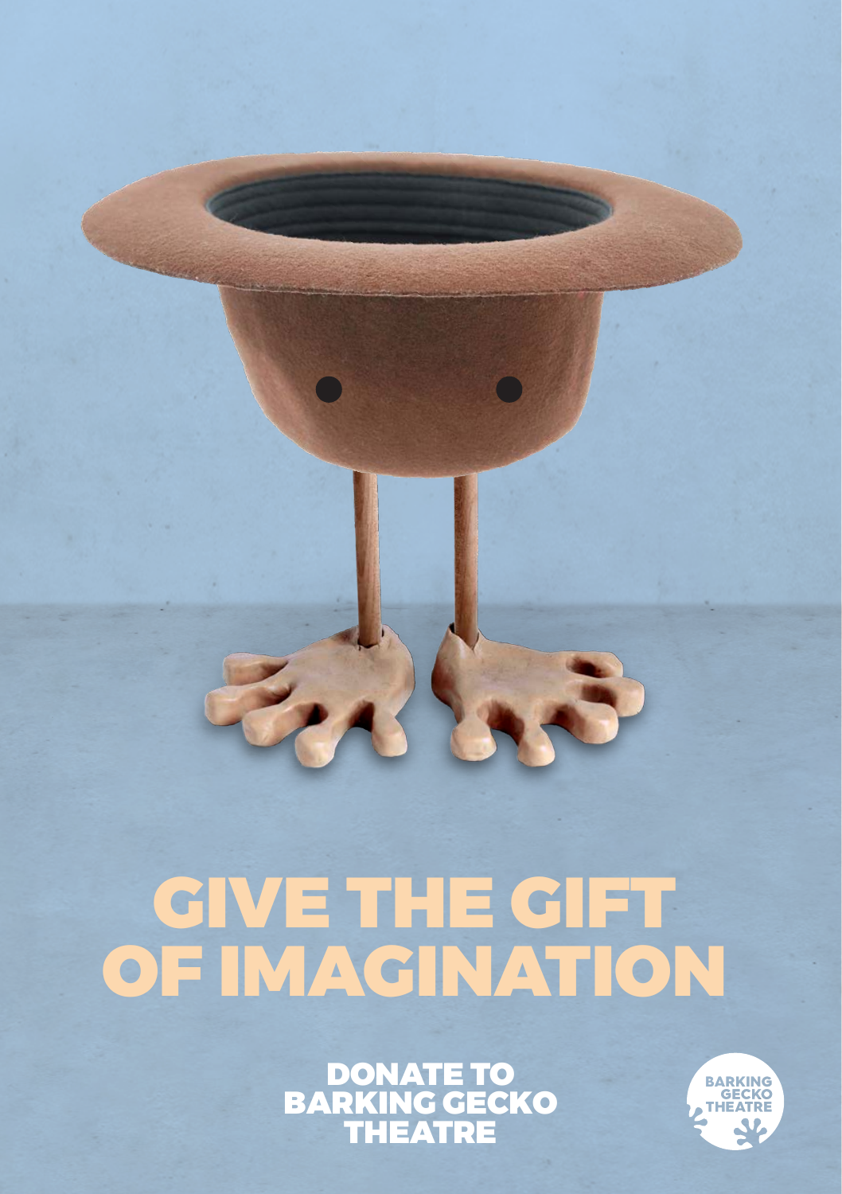# GIVE THE GIFT OF IMAGINATION

**DONATE TO BARKING GECKO THEATRE**

BARKING GECKO THEATRE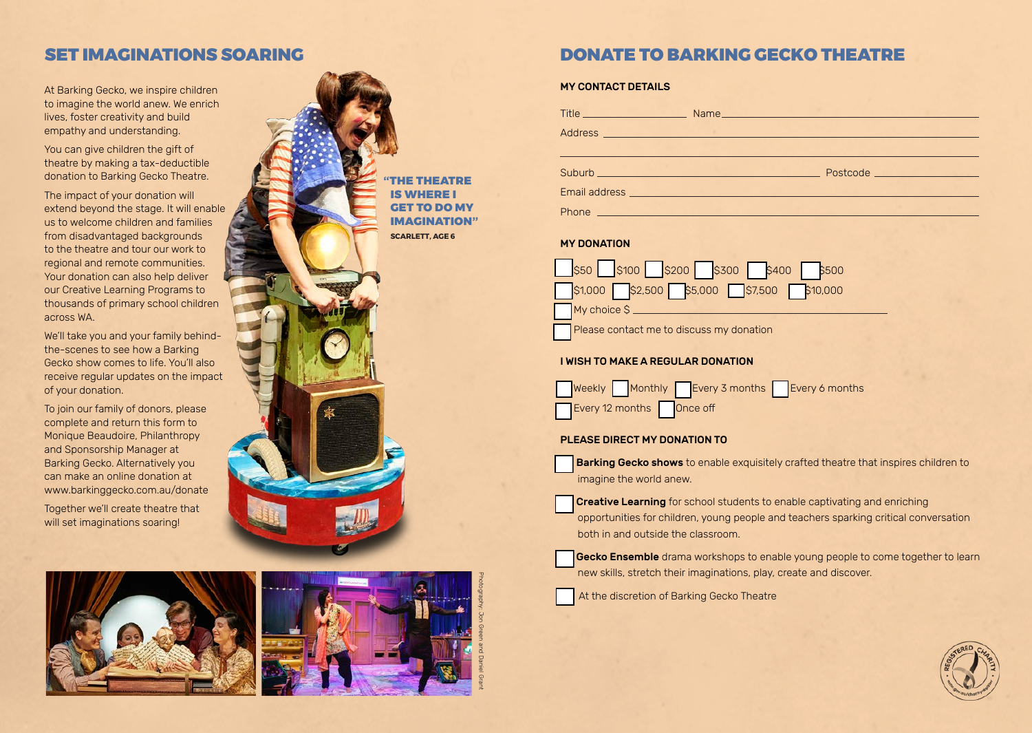# SET IMAGINATIONS SOARING

At Barking Gecko, we inspire children to imagine the world anew. We enrich lives, foster creativity and build empathy and understanding.

You can give children the gift of theatre by making a tax-deductible donation to Barking Gecko Theatre.

The impact of your donation will extend beyond the stage. It will enable us to welcome children and families from disadvantaged backgrounds to the theatre and tour our work to regional and remote communities. Your donation can also help deliver our Creative Learning Programs to thousands of primary school children across WA.

We'll take you and your family behind-the-scenes to see how a Barking Gecko show comes to life. You'll also receive regular updates on the impact of your donation.

To join our family of donors, please complete and return this form to Monique Beaudoire, Philanthropy and Sponsorship Manager at Barking Gecko. Alternatively you can make an online donation at www.barkinggecko.com.au/donate

Together we'll create theatre that will set imaginations soaring!

**"THE THEATRE IS WHERE I GET TO DO MY IMAGINATION"**

**SCARLETT, AGE 6**

Photography: Jon Green and Daniel Grant

# DONATE TO BARKING GECKO THEATRE

## MY CONTACT DETAILS

Title ______________ Name ______________________________

Address ______________________________________________

______________________________________________________

Suburb ______________________________ Postcode __________

Email address _________________________________________

Phone ________________________________________________

## MY DONATION

☐ $50 ☐ $100 ☐ $200 ☐ $300 ☐ $400 ☐ $500

☐ $1,000 ☐ $2,500 ☐ $5,000 ☐ $7,500 ☐ $10,000

☐ My choice $ ______________________

☐ Please contact me to discuss my donation

## I WISH TO MAKE A REGULAR DONATION

☐ Weekly ☐ Monthly ☐ Every 3 months ☐ Every 6 months

☐ Every 12 months ☐ Once off

## PLEASE DIRECT MY DONATION TO

☐ **Barking Gecko shows** to enable exquisitely crafted theatre that inspires children to imagine the world anew.

☐ **Creative Learning** for school students to enable captivating and enriching opportunities for children, young people and teachers sparking critical conversation both in and outside the classroom.

☐ **Gecko Ensemble** drama workshops to enable young people to come together to learn new skills, stretch their imaginations, play, create and discover.

☐ At the discretion of Barking Gecko Theatre

REGISTERED CHARITY acnc.gov.au/charityregister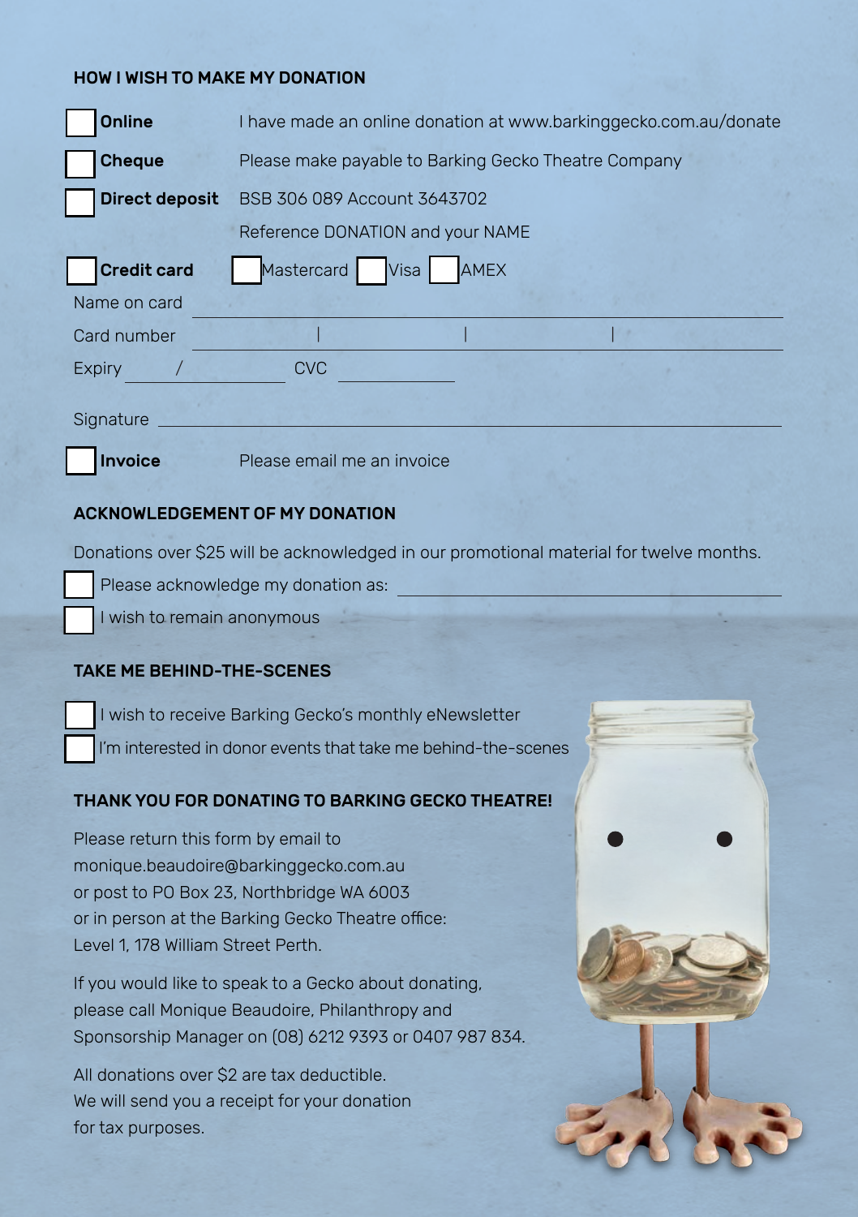## HOW I WISH TO MAKE MY DONATION

☐ **Online** I have made an online donation at www.barkinggecko.com.au/donate

☐ **Cheque** Please make payable to Barking Gecko Theatre Company

☐ **Direct deposit** BSB 306 089 Account 3643702

Reference DONATION and your NAME

☐ **Credit card** ☐ Mastercard ☐ Visa ☐ AMEX

Name on card ______________________________

Card number ______ | ______ | ______ | ______

Expiry ____ / ____ CVC ________

Signature ______________________________

☐ **Invoice** Please email me an invoice

## ACKNOWLEDGEMENT OF MY DONATION

Donations over $25 will be acknowledged in our promotional material for twelve months.

☐ Please acknowledge my donation as: ______________________________

☐ I wish to remain anonymous

## TAKE ME BEHIND-THE-SCENES

☐ I wish to receive Barking Gecko's monthly eNewsletter

☐ I'm interested in donor events that take me behind-the-scenes

## THANK YOU FOR DONATING TO BARKING GECKO THEATRE!

Please return this form by email to monique.beaudoire@barkinggecko.com.au or post to PO Box 23, Northbridge WA 6003 or in person at the Barking Gecko Theatre office: Level 1, 178 William Street Perth.

If you would like to speak to a Gecko about donating, please call Monique Beaudoire, Philanthropy and Sponsorship Manager on (08) 6212 9393 or 0407 987 834.

All donations over $2 are tax deductible. We will send you a receipt for your donation for tax purposes.